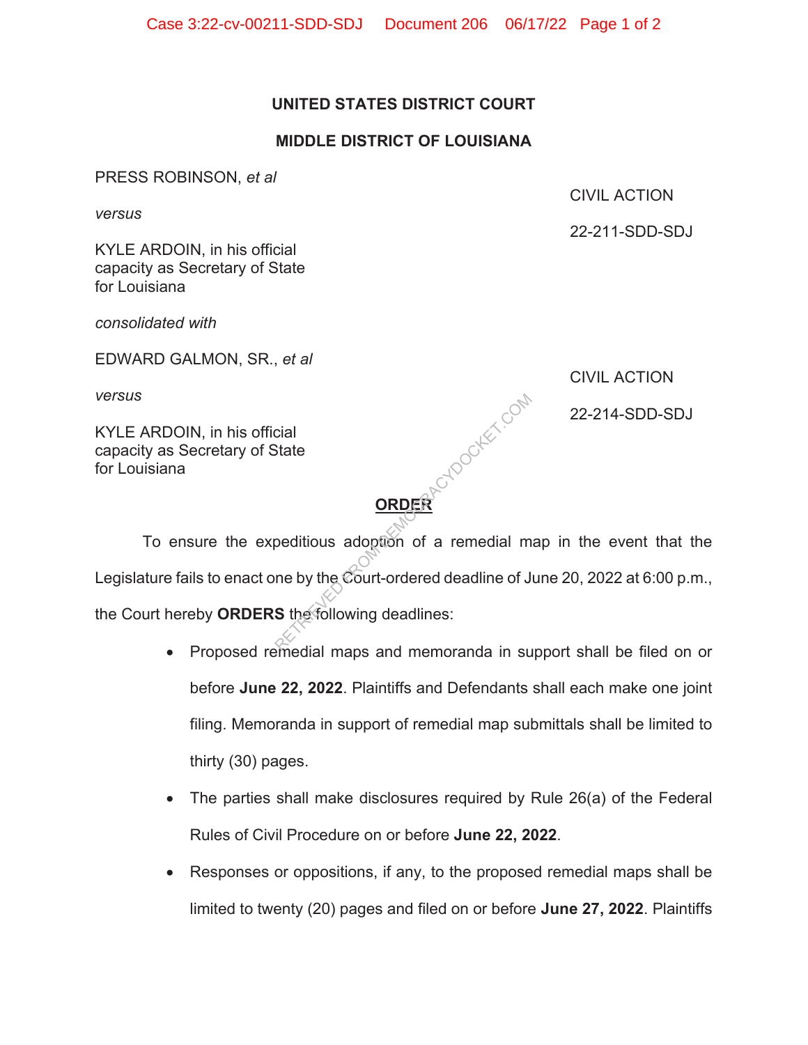**UNITED STATES DISTRICT COURT**

**MIDDLE DISTRICT OF LOUISIANA**

PRESS ROBINSON, *et al*

*versus*

KYLE ARDOIN, in his official capacity as Secretary of State for Louisiana

CIVIL ACTION

22-211-SDD-SDJ

*consolidated with*

EDWARD GALMON, SR., *et al*

*versus*

KYLE ARDOIN, in his official capacity as Secretary of State for Louisiana

CIVIL ACTION

22-214-SDD-SDJ

**ORDER**

To ensure the expeditious adoption of a remedial map in the event that the Legislature fails to enact one by the Court-ordered deadline of June 20, 2022 at 6:00 p.m., the Court hereby **ORDERS** the following deadlines:

- Proposed remedial maps and memoranda in support shall be filed on or before **June 22, 2022**. Plaintiffs and Defendants shall each make one joint filing. Memoranda in support of remedial map submittals shall be limited to thirty (30) pages.
- The parties shall make disclosures required by Rule 26(a) of the Federal Rules of Civil Procedure on or before **June 22, 2022**.
- Responses or oppositions, if any, to the proposed remedial maps shall be limited to twenty (20) pages and filed on or before **June 27, 2022**. Plaintiffs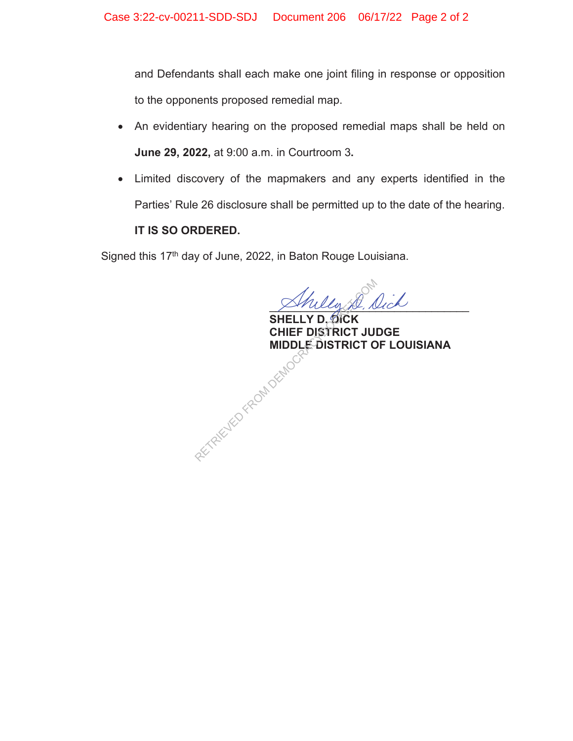and Defendants shall each make one joint filing in response or opposition to the opponents proposed remedial map.

- An evidentiary hearing on the proposed remedial maps shall be held on **June 29, 2022,** at 9:00 a.m. in Courtroom 3**.**
- Limited discovery of the mapmakers and any experts identified in the Parties' Rule 26 disclosure shall be permitted up to the date of the hearing.

**IT IS SO ORDERED.**

Signed this 17th day of June, 2022, in Baton Rouge Louisiana.

*Shelly D. Dick*

**SHELLY D. DICK**
**CHIEF DISTRICT JUDGE**
**MIDDLE DISTRICT OF LOUISIANA**